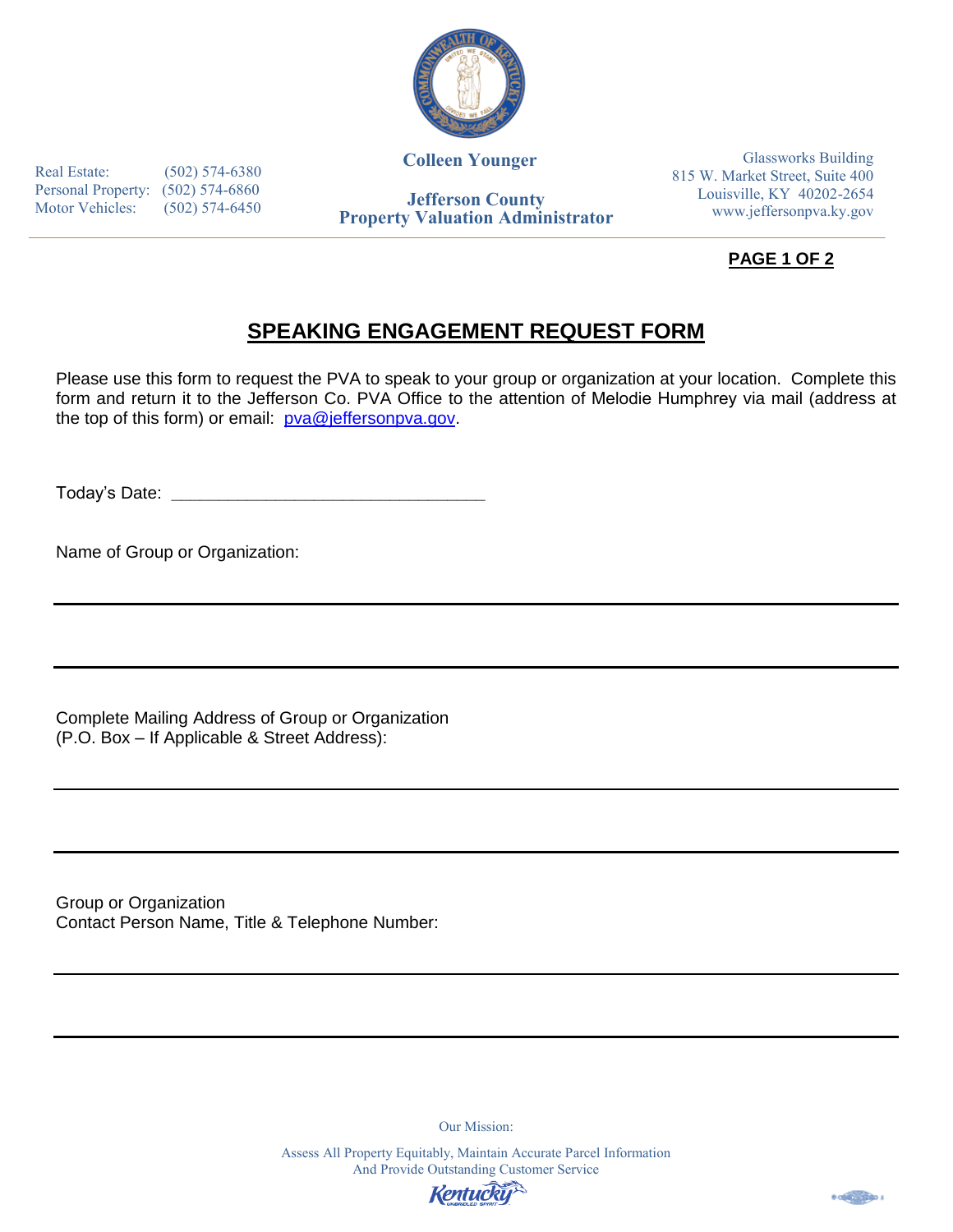Real Estate: (502) 574-6380
Personal Property: (502) 574-6860
Motor Vehicles: (502) 574-6450

**Colleen Younger**

**Jefferson County**
**Property Valuation Administrator**

Glassworks Building
815 W. Market Street, Suite 400
Louisville, KY 40202-2654
www.jeffersonpva.ky.gov

# SPEAKING ENGAGEMENT REQUEST FORM

Please use this form to request the PVA to speak to your group or organization at your location. Complete this form and return it to the Jefferson Co. PVA Office to the attention of Melodie Humphrey via mail (address at the top of this form) or email: pva@jeffersonpva.gov.

Today's Date: ________________________________

Name of Group or Organization:

_______________________________________________________________

_______________________________________________________________

Complete Mailing Address of Group or Organization
(P.O. Box – If Applicable & Street Address):

_______________________________________________________________

_______________________________________________________________

Group or Organization
Contact Person Name, Title & Telephone Number:

_______________________________________________________________

_______________________________________________________________

Our Mission:

Assess All Property Equitably, Maintain Accurate Parcel Information
And Provide Outstanding Customer Service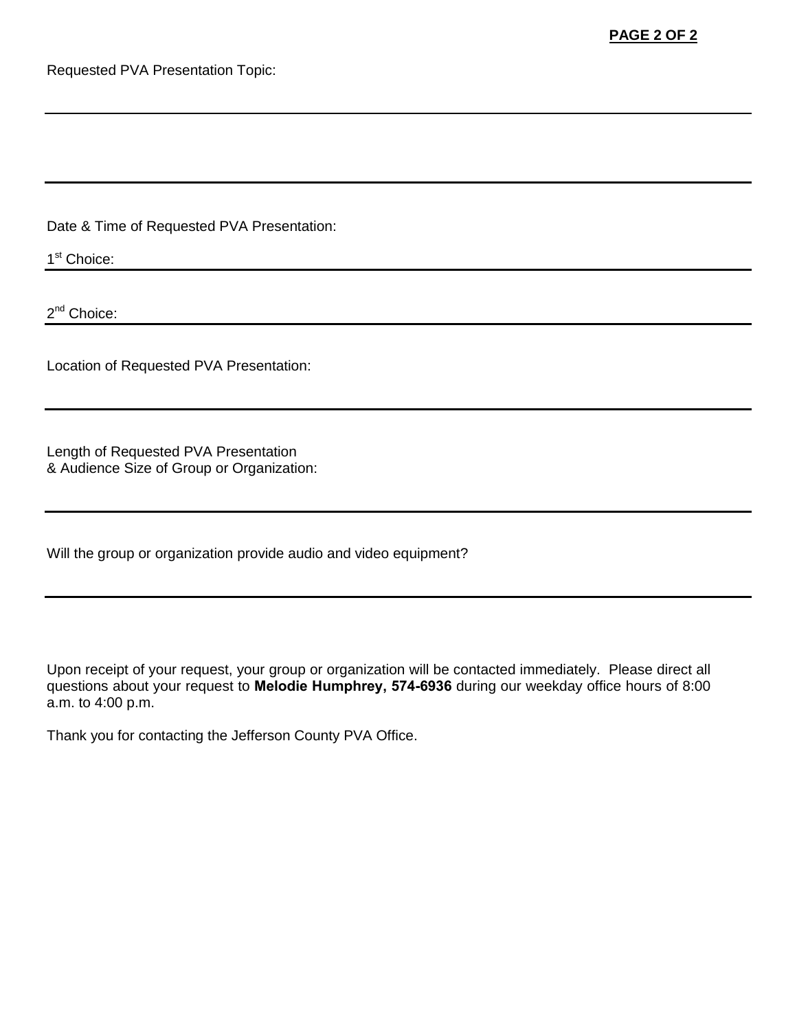Requested PVA Presentation Topic:

Date & Time of Requested PVA Presentation:

1st Choice:

2nd Choice:

Location of Requested PVA Presentation:

Length of Requested PVA Presentation
& Audience Size of Group or Organization:

Will the group or organization provide audio and video equipment?

Upon receipt of your request, your group or organization will be contacted immediately. Please direct all questions about your request to **Melodie Humphrey, 574-6936** during our weekday office hours of 8:00 a.m. to 4:00 p.m.

Thank you for contacting the Jefferson County PVA Office.